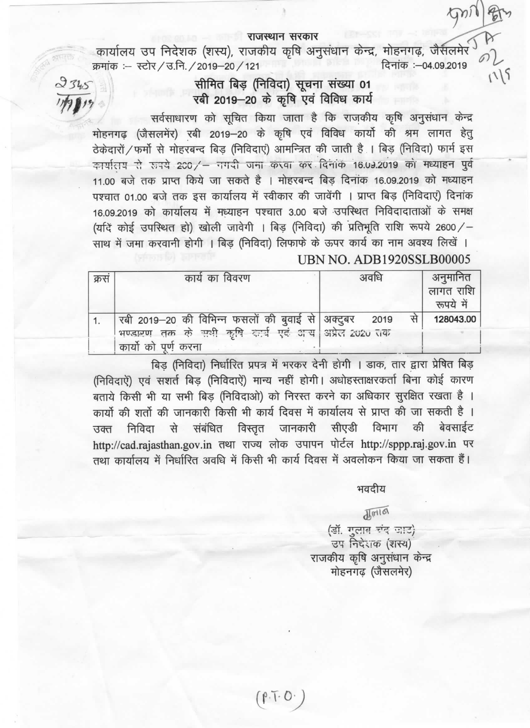राजस्थान सरकार

कार्यालय उप निदेशक (शस्य), राजकीय कृषि अनुसंधान केन्द्र, मोहनगढ़, जैसलमेर

क्रमांक :– स्टोर/उ.नि./2019–20/121 दिनांक :–04.09.2019

## सीमित बिड़ (निविदा) सूचना संख्या 01
## रबी 2019–20 के कृषि एवं विविध कार्य

सर्वसाधारण को सूचित किया जाता है कि राजकीय कृषि अनुसंधान केन्द्र मोहनगढ़ (जैसलमेर) रबी 2019–20 के कृषि एवं विविध कार्यो की श्रम लागत हेतु ठेकेदारों/फर्मो से मोहरबन्द बिड़ (निविदाएं) आमन्त्रित की जाती है । बिड़ (निविदा) फार्म इस कार्यालय से रुपये 200/– नगदी जमा करवा कर दिनांक 16.09.2019 को मध्याहन पुर्व 11.00 बजे तक प्राप्त किये जा सकते है । मोहरबन्द बिड़ दिनांक 16.09.2019 को मध्याहन पश्चात 01.00 बजे तक इस कार्यालय में स्वीकार की जावेंगी । प्राप्त बिड़ (निविदाएं) दिनांक 16.09.2019 को कार्यालय में मध्याहन पश्चात 3.00 बजे उपस्थित निविदादाताओं के समक्ष (यदि कोई उपस्थित हो) खोली जावेगी । बिड़ (निविदा) की प्रतिभूति राशि रूपये 2600/– साथ में जमा करवानी होगी । बिड़ (निविदा) लिफाफे के ऊपर कार्य का नाम अवश्य लिखें ।

UBN NO. ADB1920SSLB00005

| क्रसं | कार्य का विवरण | अवधि | अनुमानित लागत राशि रूपये में |
|---|---|---|---|
| 1. | रबी 2019–20 की विभिन्न फसलों की बुवाई से भण्डारण तक के सभी कृषि कार्य एवं अन्य कार्यो को पूर्ण करना | अक्टुबर 2019 से अप्रेल 2020 तक | 128043.00 |

बिड़ (निविदा) निर्धारित प्रपत्र में भरकर देनी होगी । डाक, तार द्वारा प्रेषित बिड़ (निविदाऐं) एवं सशर्त बिड़ (निविदाऐं) मान्य नहीं होगी। अधोहस्ताक्षरकर्ता बिना कोई कारण बताये किसी भी या सभी बिड़ (निविदाओ) को निरस्त करने का अधिकार सुरक्षित रखता है । कार्यो की शर्तो की जानकारी किसी भी कार्य दिवस में कार्यालय से प्राप्त की जा सकती है । उक्त निविदा से संबंधित विस्तृत जानकारी सीएडी विभाग की बेवसाईट http://cad.rajasthan.gov.in तथा राज्य लोक उपापन पोर्टल http://sppp.raj.gov.in पर तथा कार्यालय में निर्धारित अवधि में किसी भी कार्य दिवस में अवलोकन किया जा सकता हैं।

भवदीय

(डॉ. गुलाब चंद जाट)
उप निदेशक (शस्य)
राजकीय कृषि अनुसंधान केन्द्र
मोहनगढ़ (जैसलमेर)

(P.T.O.)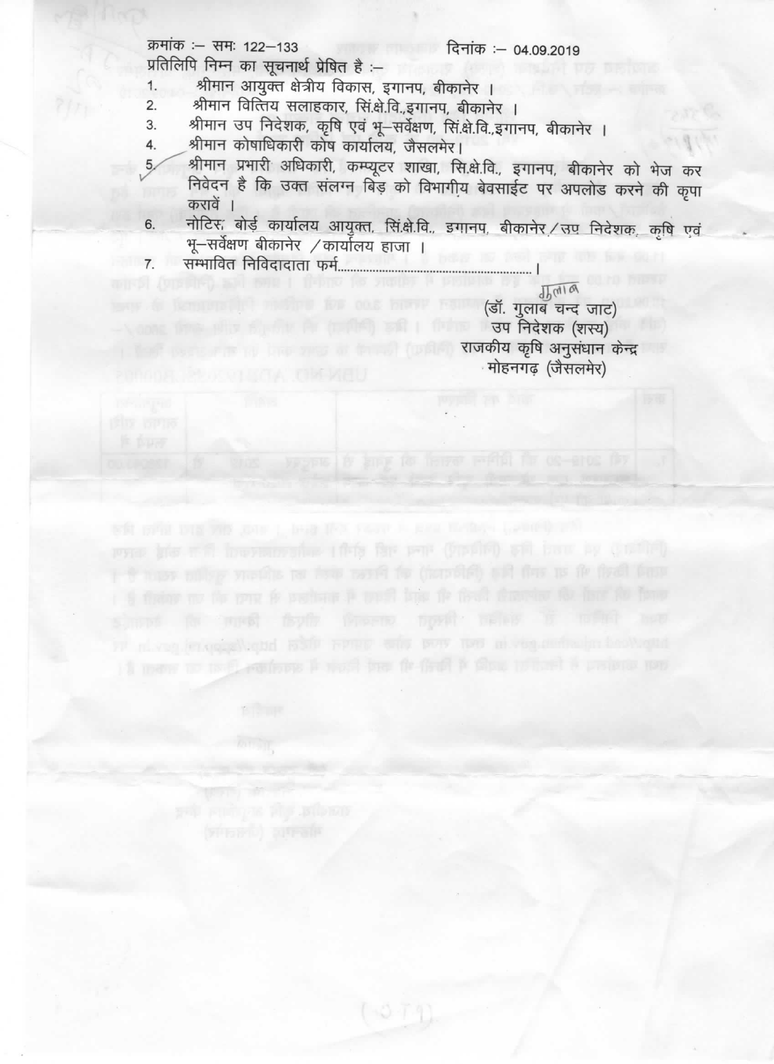क्रमांक :– समः 122–133 दिनांक :– 04.09.2019

प्रतिलिपि निम्न का सूचनार्थ प्रेषित है :–

1. श्रीमान आयुक्त क्षेत्रीय विकास, इगानप, बीकानेर ।
2. श्रीमान वित्तिय सलाहकार, सिं.क्षे.वि.,इगानप, बीकानेर ।
3. श्रीमान उप निदेशक, कृषि एवं भू–सर्वेक्षण, सिं.क्षे.वि.,इगानप, बीकानेर ।
4. श्रीमान कोषाधिकारी कोष कार्यालय, जैसलमेर।
5. श्रीमान प्रभारी अधिकारी, कम्प्यूटर शाखा, सि.क्षे.वि., इगानप, बीकानेर को भेज कर निवेदन है कि उक्त संलग्न बिड़ को विभागीय बेवसाईट पर अपलोड करने की कृपा करावें ।
6. नोटिस बोर्ड कार्यालय आयुक्त, सिं.क्षे.वि., इगानप, बीकानेर / उप निदेशक, कृषि एवं भू–सर्वेक्षण बीकानेर / कार्यालय हाजा ।
7. सम्भावित निविदादाता फर्म.......................................................................... ।

(डॉ. गुलाब चन्द जाट)
उप निदेशक (शस्य)
राजकीय कृषि अनुसंधान केन्द्र
मोहनगढ़ (जैसलमेर)